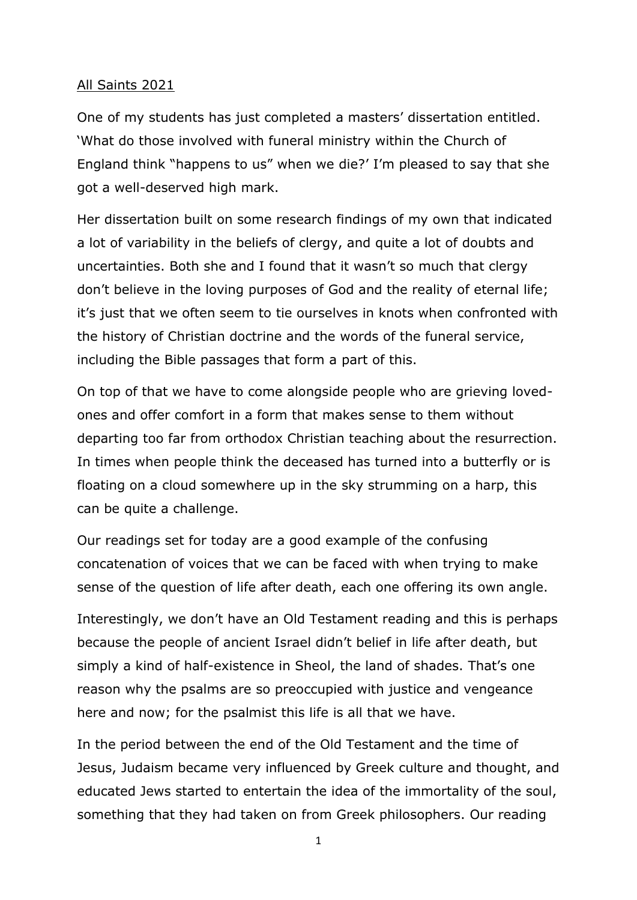<u>All Saints 2021</u>

One of my students has just completed a masters' dissertation entitled. 'What do those involved with funeral ministry within the Church of England think "happens to us" when we die?' I'm pleased to say that she got a well-deserved high mark.

Her dissertation built on some research findings of my own that indicated a lot of variability in the beliefs of clergy, and quite a lot of doubts and uncertainties. Both she and I found that it wasn't so much that clergy don't believe in the loving purposes of God and the reality of eternal life; it's just that we often seem to tie ourselves in knots when confronted with the history of Christian doctrine and the words of the funeral service, including the Bible passages that form a part of this.

On top of that we have to come alongside people who are grieving loved-ones and offer comfort in a form that makes sense to them without departing too far from orthodox Christian teaching about the resurrection. In times when people think the deceased has turned into a butterfly or is floating on a cloud somewhere up in the sky strumming on a harp, this can be quite a challenge.

Our readings set for today are a good example of the confusing concatenation of voices that we can be faced with when trying to make sense of the question of life after death, each one offering its own angle.

Interestingly, we don't have an Old Testament reading and this is perhaps because the people of ancient Israel didn't belief in life after death, but simply a kind of half-existence in Sheol, the land of shades. That's one reason why the psalms are so preoccupied with justice and vengeance here and now; for the psalmist this life is all that we have.

In the period between the end of the Old Testament and the time of Jesus, Judaism became very influenced by Greek culture and thought, and educated Jews started to entertain the idea of the immortality of the soul, something that they had taken on from Greek philosophers. Our reading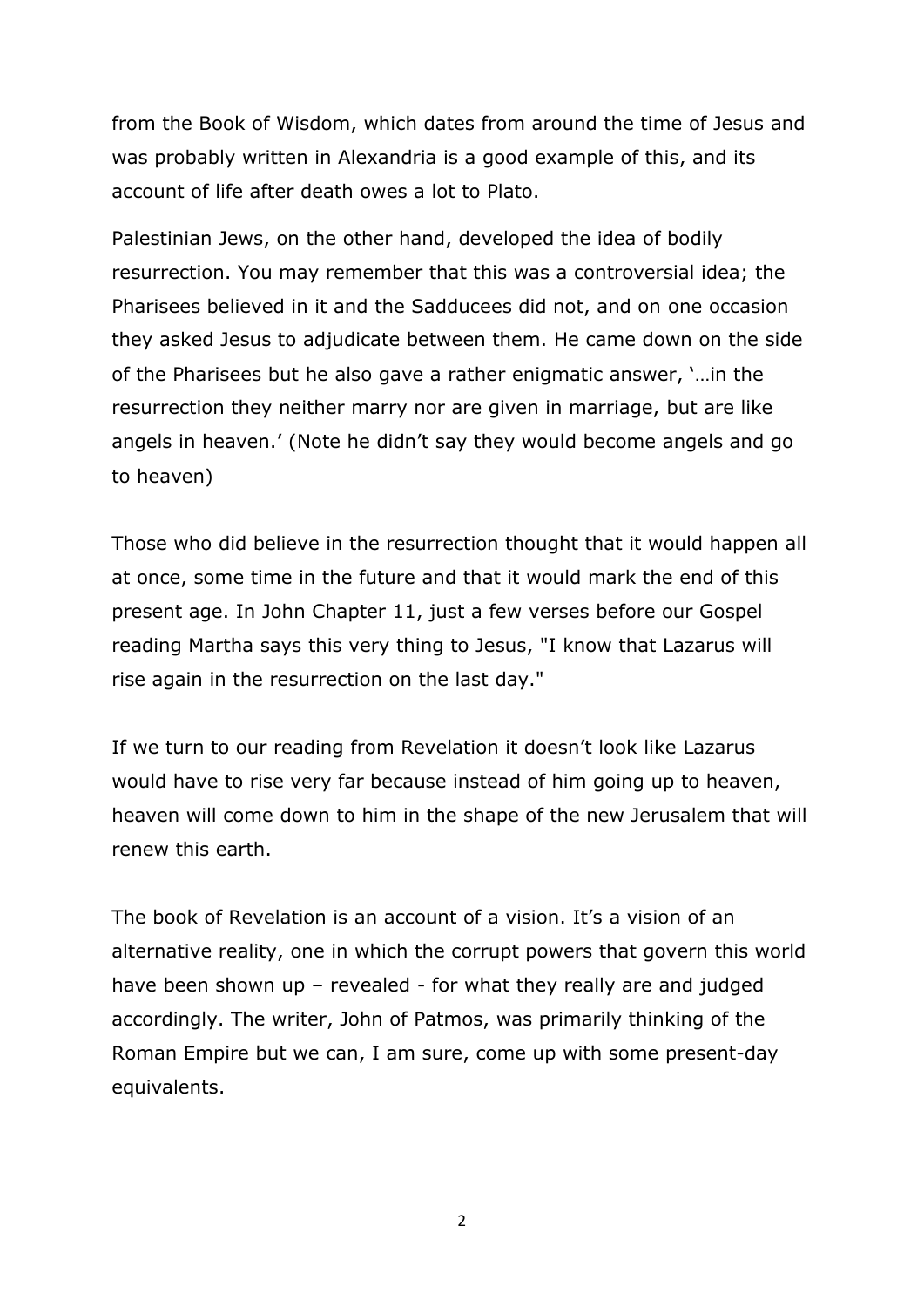from the Book of Wisdom, which dates from around the time of Jesus and was probably written in Alexandria is a good example of this, and its account of life after death owes a lot to Plato.

Palestinian Jews, on the other hand, developed the idea of bodily resurrection. You may remember that this was a controversial idea; the Pharisees believed in it and the Sadducees did not, and on one occasion they asked Jesus to adjudicate between them. He came down on the side of the Pharisees but he also gave a rather enigmatic answer, '…in the resurrection they neither marry nor are given in marriage, but are like angels in heaven.' (Note he didn't say they would become angels and go to heaven)

Those who did believe in the resurrection thought that it would happen all at once, some time in the future and that it would mark the end of this present age. In John Chapter 11, just a few verses before our Gospel reading Martha says this very thing to Jesus, "I know that Lazarus will rise again in the resurrection on the last day."

If we turn to our reading from Revelation it doesn't look like Lazarus would have to rise very far because instead of him going up to heaven, heaven will come down to him in the shape of the new Jerusalem that will renew this earth.

The book of Revelation is an account of a vision. It's a vision of an alternative reality, one in which the corrupt powers that govern this world have been shown up – revealed - for what they really are and judged accordingly. The writer, John of Patmos, was primarily thinking of the Roman Empire but we can, I am sure, come up with some present-day equivalents.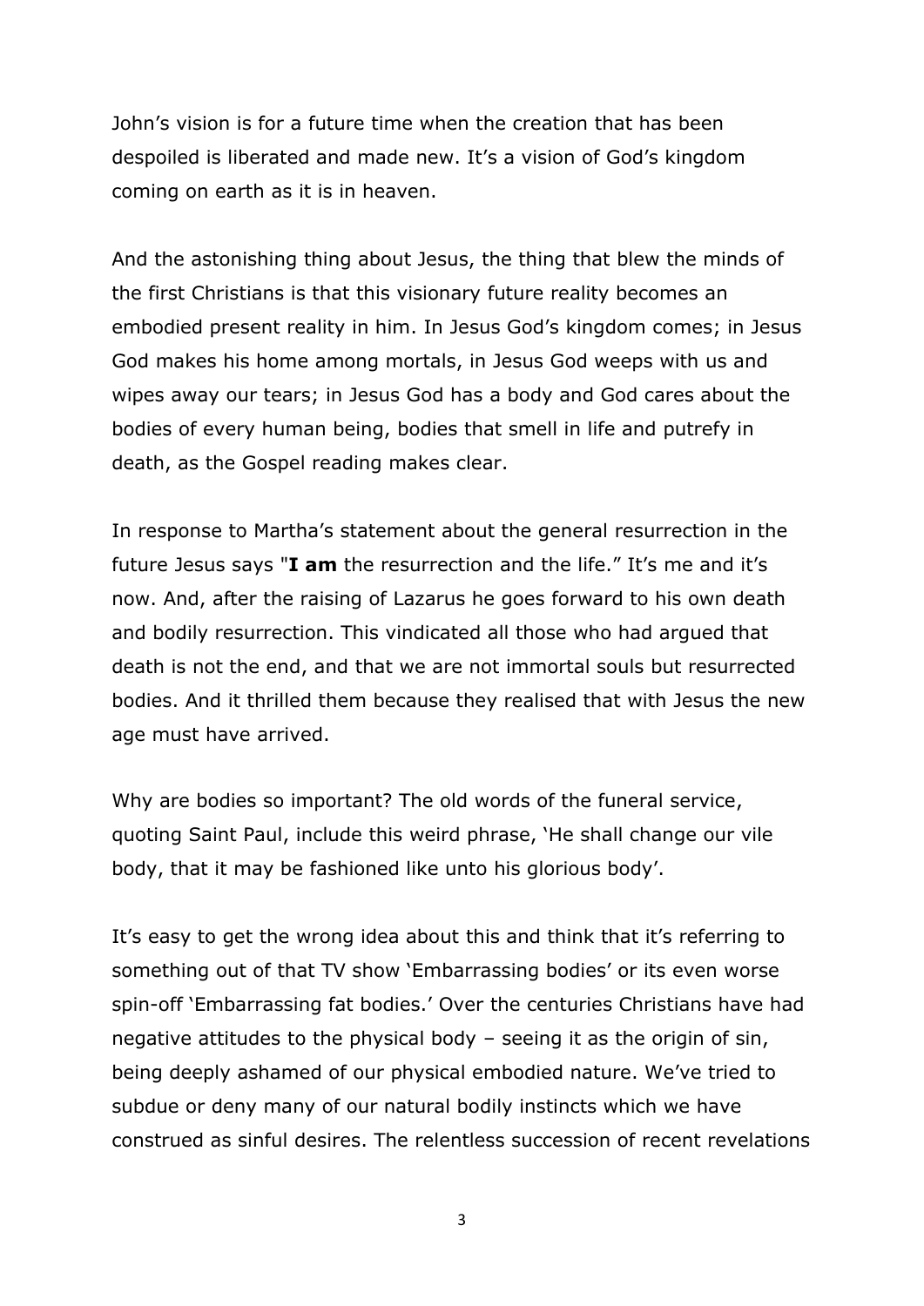John's vision is for a future time when the creation that has been despoiled is liberated and made new. It's a vision of God's kingdom coming on earth as it is in heaven.

And the astonishing thing about Jesus, the thing that blew the minds of the first Christians is that this visionary future reality becomes an embodied present reality in him. In Jesus God's kingdom comes; in Jesus God makes his home among mortals, in Jesus God weeps with us and wipes away our tears; in Jesus God has a body and God cares about the bodies of every human being, bodies that smell in life and putrefy in death, as the Gospel reading makes clear.

In response to Martha's statement about the general resurrection in the future Jesus says "**I am** the resurrection and the life." It's me and it's now. And, after the raising of Lazarus he goes forward to his own death and bodily resurrection. This vindicated all those who had argued that death is not the end, and that we are not immortal souls but resurrected bodies. And it thrilled them because they realised that with Jesus the new age must have arrived.

Why are bodies so important? The old words of the funeral service, quoting Saint Paul, include this weird phrase, 'He shall change our vile body, that it may be fashioned like unto his glorious body'.

It's easy to get the wrong idea about this and think that it's referring to something out of that TV show 'Embarrassing bodies' or its even worse spin-off 'Embarrassing fat bodies.' Over the centuries Christians have had negative attitudes to the physical body – seeing it as the origin of sin, being deeply ashamed of our physical embodied nature. We've tried to subdue or deny many of our natural bodily instincts which we have construed as sinful desires. The relentless succession of recent revelations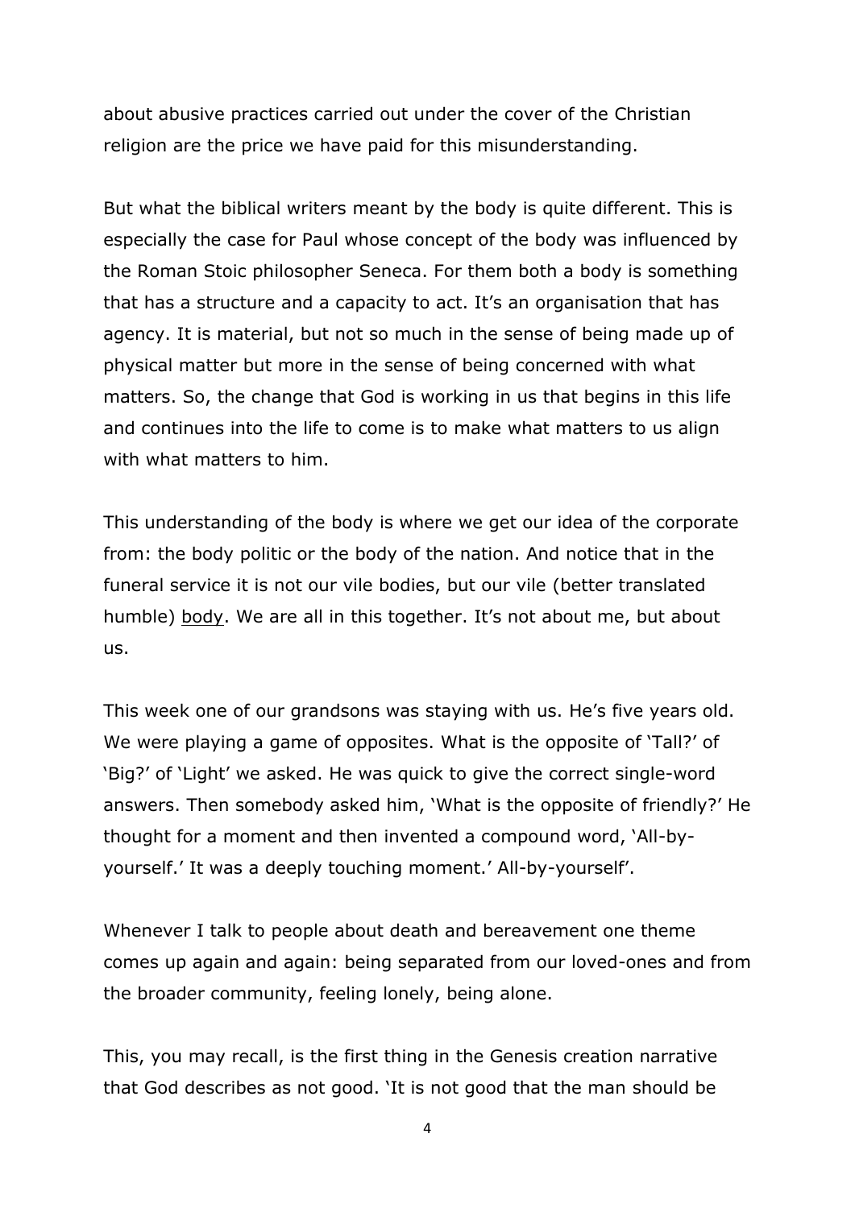about abusive practices carried out under the cover of the Christian religion are the price we have paid for this misunderstanding.

But what the biblical writers meant by the body is quite different. This is especially the case for Paul whose concept of the body was influenced by the Roman Stoic philosopher Seneca. For them both a body is something that has a structure and a capacity to act. It's an organisation that has agency. It is material, but not so much in the sense of being made up of physical matter but more in the sense of being concerned with what matters. So, the change that God is working in us that begins in this life and continues into the life to come is to make what matters to us align with what matters to him.

This understanding of the body is where we get our idea of the corporate from: the body politic or the body of the nation. And notice that in the funeral service it is not our vile bodies, but our vile (better translated humble) <u>body</u>. We are all in this together. It's not about me, but about us.

This week one of our grandsons was staying with us. He's five years old. We were playing a game of opposites. What is the opposite of 'Tall?' of 'Big?' of 'Light' we asked. He was quick to give the correct single-word answers. Then somebody asked him, 'What is the opposite of friendly?' He thought for a moment and then invented a compound word, 'All-by-yourself.' It was a deeply touching moment.' All-by-yourself'.

Whenever I talk to people about death and bereavement one theme comes up again and again: being separated from our loved-ones and from the broader community, feeling lonely, being alone.

This, you may recall, is the first thing in the Genesis creation narrative that God describes as not good. 'It is not good that the man should be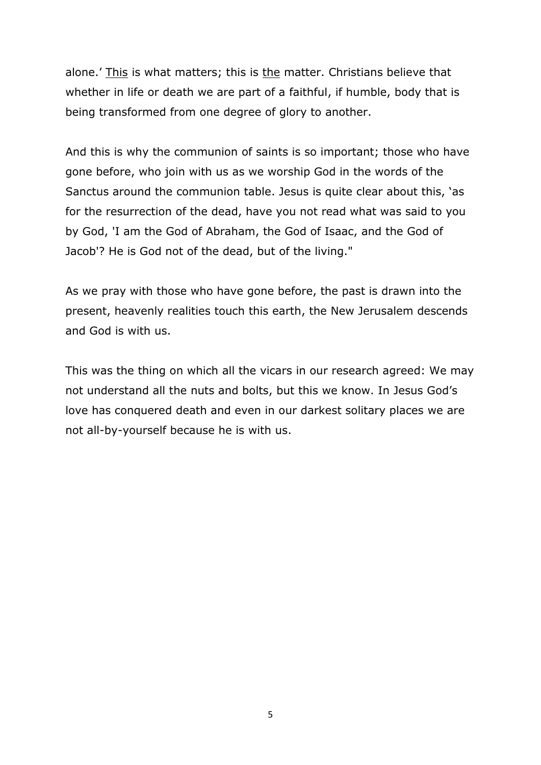alone.' <u>This</u> is what matters; this is <u>the</u> matter. Christians believe that whether in life or death we are part of a faithful, if humble, body that is being transformed from one degree of glory to another.

And this is why the communion of saints is so important; those who have gone before, who join with us as we worship God in the words of the Sanctus around the communion table. Jesus is quite clear about this, 'as for the resurrection of the dead, have you not read what was said to you by God, 'I am the God of Abraham, the God of Isaac, and the God of Jacob'? He is God not of the dead, but of the living."

As we pray with those who have gone before, the past is drawn into the present, heavenly realities touch this earth, the New Jerusalem descends and God is with us.

This was the thing on which all the vicars in our research agreed: We may not understand all the nuts and bolts, but this we know. In Jesus God's love has conquered death and even in our darkest solitary places we are not all-by-yourself because he is with us.